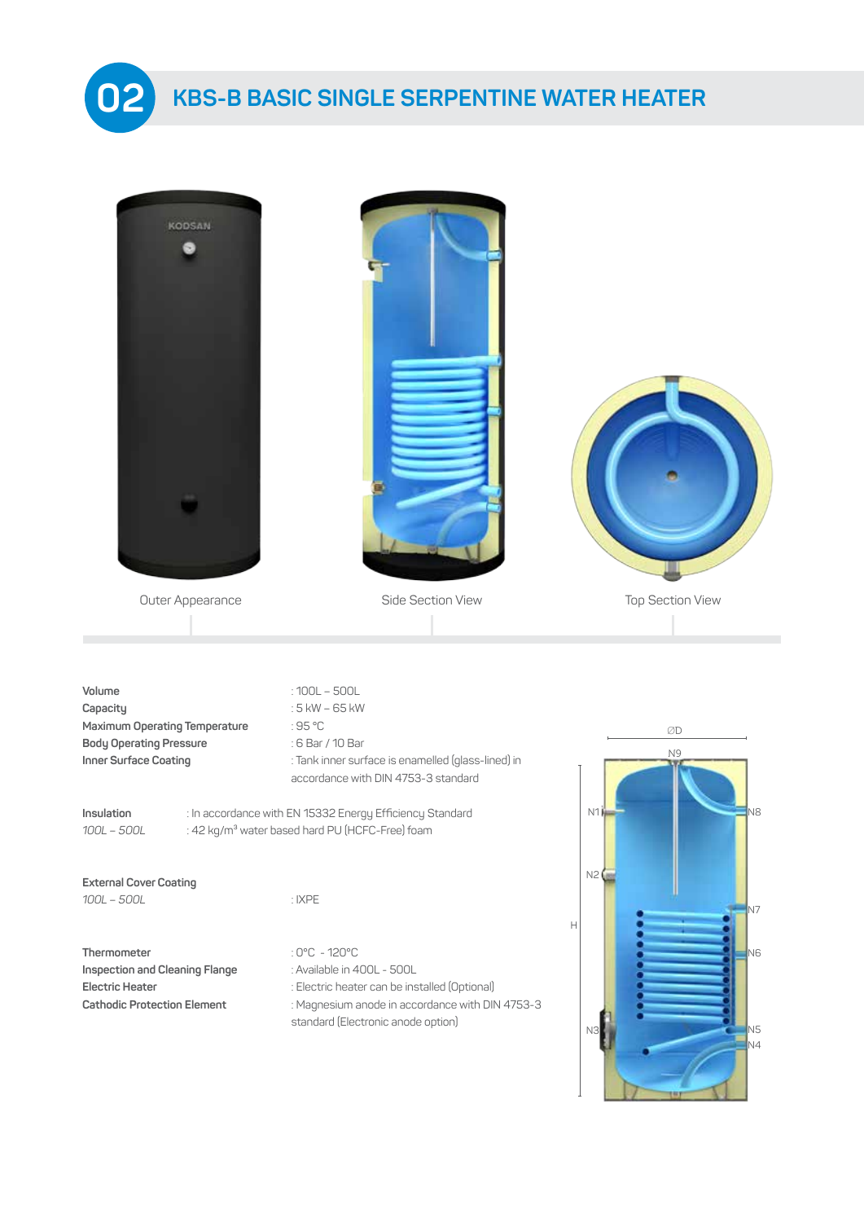# 02 KBS-B BASIC SINGLE SERPENTINE WATER HEATER

Outer Appearance

Side Section View

Top Section View

**Volume** : 100L – 500L
**Capacity** : 5 kW – 65 kW
**Maximum Operating Temperature** : 95 °C
**Body Operating Pressure** : 6 Bar / 10 Bar
**Inner Surface Coating** : Tank inner surface is enamelled (glass-lined) in accordance with DIN 4753-3 standard

**Insulation** : In accordance with EN 15332 Energy Efficiency Standard
*100L – 500L* : 42 kg/m³ water based hard PU (HCFC-Free) foam

**External Cover Coating**
*100L – 500L* : IXPE

**Thermometer** : 0°C - 120°C
**Inspection and Cleaning Flange** : Available in 400L - 500L
**Electric Heater** : Electric heater can be installed (Optional)
**Cathodic Protection Element** : Magnesium anode in accordance with DIN 4753-3 standard (Electronic anode option)

ØD, N9, N1, N8, N2, N7, H, N6, N3, N5, N4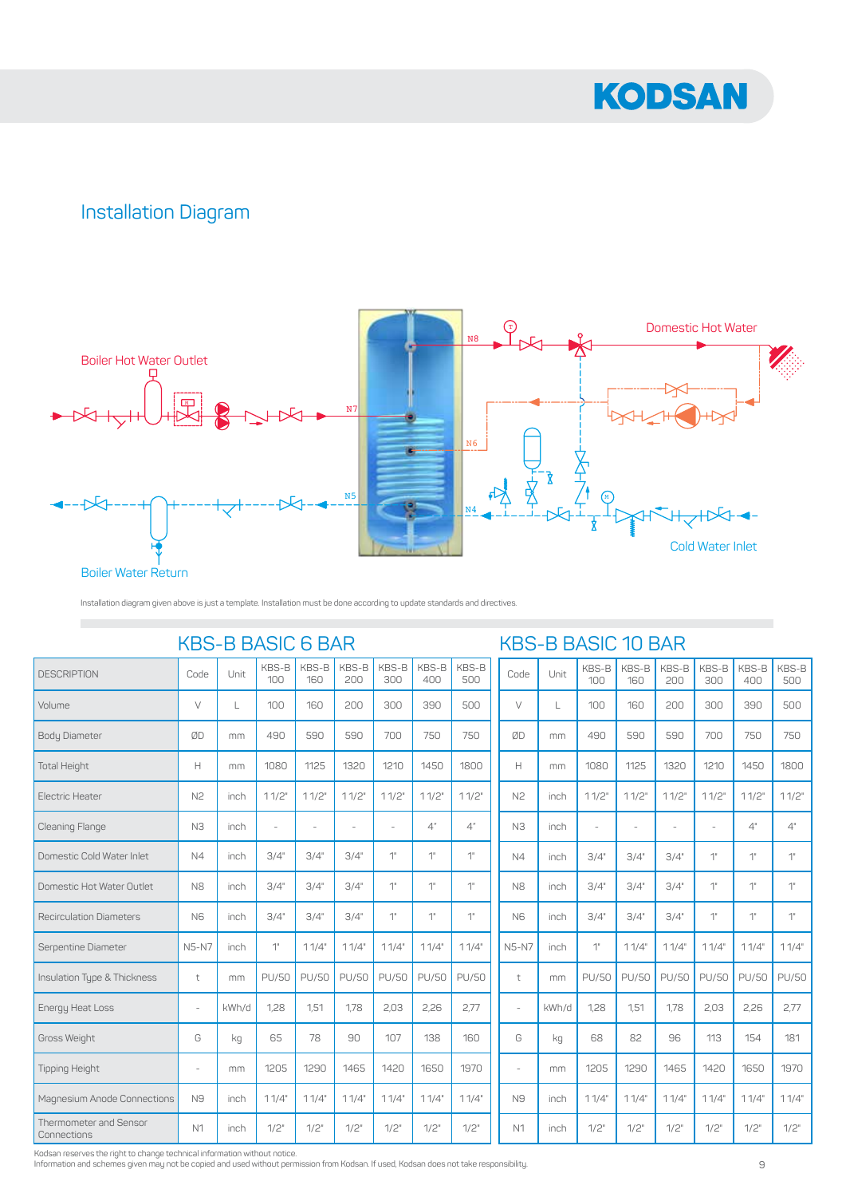## Installation Diagram

Boiler Hot Water Outlet

Domestic Hot Water

N8

N7

N6

N5

N4

Cold Water Inlet

Boiler Water Return

Installation diagram given above is just a template. Installation must be done according to update standards and directives.

| | KBS-B BASIC 6 BAR | | | | | | | | KBS-B BASIC 10 BAR | | | | | | | |
|---|---|---|---|---|---|---|---|---|---|---|---|---|---|---|---|---|
| DESCRIPTION | Code | Unit | KBS-B 100 | KBS-B 160 | KBS-B 200 | KBS-B 300 | KBS-B 400 | KBS-B 500 | Code | Unit | KBS-B 100 | KBS-B 160 | KBS-B 200 | KBS-B 300 | KBS-B 400 | KBS-B 500 |
| Volume | V | L | 100 | 160 | 200 | 300 | 390 | 500 | V | L | 100 | 160 | 200 | 300 | 390 | 500 |
| Body Diameter | ØD | mm | 490 | 590 | 590 | 700 | 750 | 750 | ØD | mm | 490 | 590 | 590 | 700 | 750 | 750 |
| Total Height | H | mm | 1080 | 1125 | 1320 | 1210 | 1450 | 1800 | H | mm | 1080 | 1125 | 1320 | 1210 | 1450 | 1800 |
| Electric Heater | N2 | inch | 1 1/2" | 1 1/2" | 1 1/2" | 1 1/2" | 1 1/2" | 1 1/2" | N2 | inch | 1 1/2" | 1 1/2" | 1 1/2" | 1 1/2" | 1 1/2" | 1 1/2" |
| Cleaning Flange | N3 | inch | - | - | - | - | 4" | 4" | N3 | inch | - | - | - | - | 4" | 4" |
| Domestic Cold Water Inlet | N4 | inch | 3/4" | 3/4" | 3/4" | 1" | 1" | 1" | N4 | inch | 3/4" | 3/4" | 3/4" | 1" | 1" | 1" |
| Domestic Hot Water Outlet | N8 | inch | 3/4" | 3/4" | 3/4" | 1" | 1" | 1" | N8 | inch | 3/4" | 3/4" | 3/4" | 1" | 1" | 1" |
| Recirculation Diameters | N6 | inch | 3/4" | 3/4" | 3/4" | 1" | 1" | 1" | N6 | inch | 3/4" | 3/4" | 3/4" | 1" | 1" | 1" |
| Serpentine Diameter | N5-N7 | inch | 1" | 1 1/4" | 1 1/4" | 1 1/4" | 1 1/4" | 1 1/4" | N5-N7 | inch | 1" | 1 1/4" | 1 1/4" | 1 1/4" | 1 1/4" | 1 1/4" |
| Insulation Type & Thickness | t | mm | PU/50 | PU/50 | PU/50 | PU/50 | PU/50 | PU/50 | t | mm | PU/50 | PU/50 | PU/50 | PU/50 | PU/50 | PU/50 |
| Energy Heat Loss | - | kWh/d | 1,28 | 1,51 | 1,78 | 2,03 | 2,26 | 2,77 | - | kWh/d | 1,28 | 1,51 | 1,78 | 2,03 | 2,26 | 2,77 |
| Gross Weight | G | kg | 65 | 78 | 90 | 107 | 138 | 160 | G | kg | 68 | 82 | 96 | 113 | 154 | 181 |
| Tipping Height | - | mm | 1205 | 1290 | 1465 | 1420 | 1650 | 1970 | - | mm | 1205 | 1290 | 1465 | 1420 | 1650 | 1970 |
| Magnesium Anode Connections | N9 | inch | 1 1/4" | 1 1/4" | 1 1/4" | 1 1/4" | 1 1/4" | 1 1/4" | N9 | inch | 1 1/4" | 1 1/4" | 1 1/4" | 1 1/4" | 1 1/4" | 1 1/4" |
| Thermometer and Sensor Connections | N1 | inch | 1/2" | 1/2" | 1/2" | 1/2" | 1/2" | 1/2" | N1 | inch | 1/2" | 1/2" | 1/2" | 1/2" | 1/2" | 1/2" |

Kodsan reserves the right to change technical information without notice.
Information and schemes given may not be copied and used without permission from Kodsan. If used, Kodsan does not take responsibility.